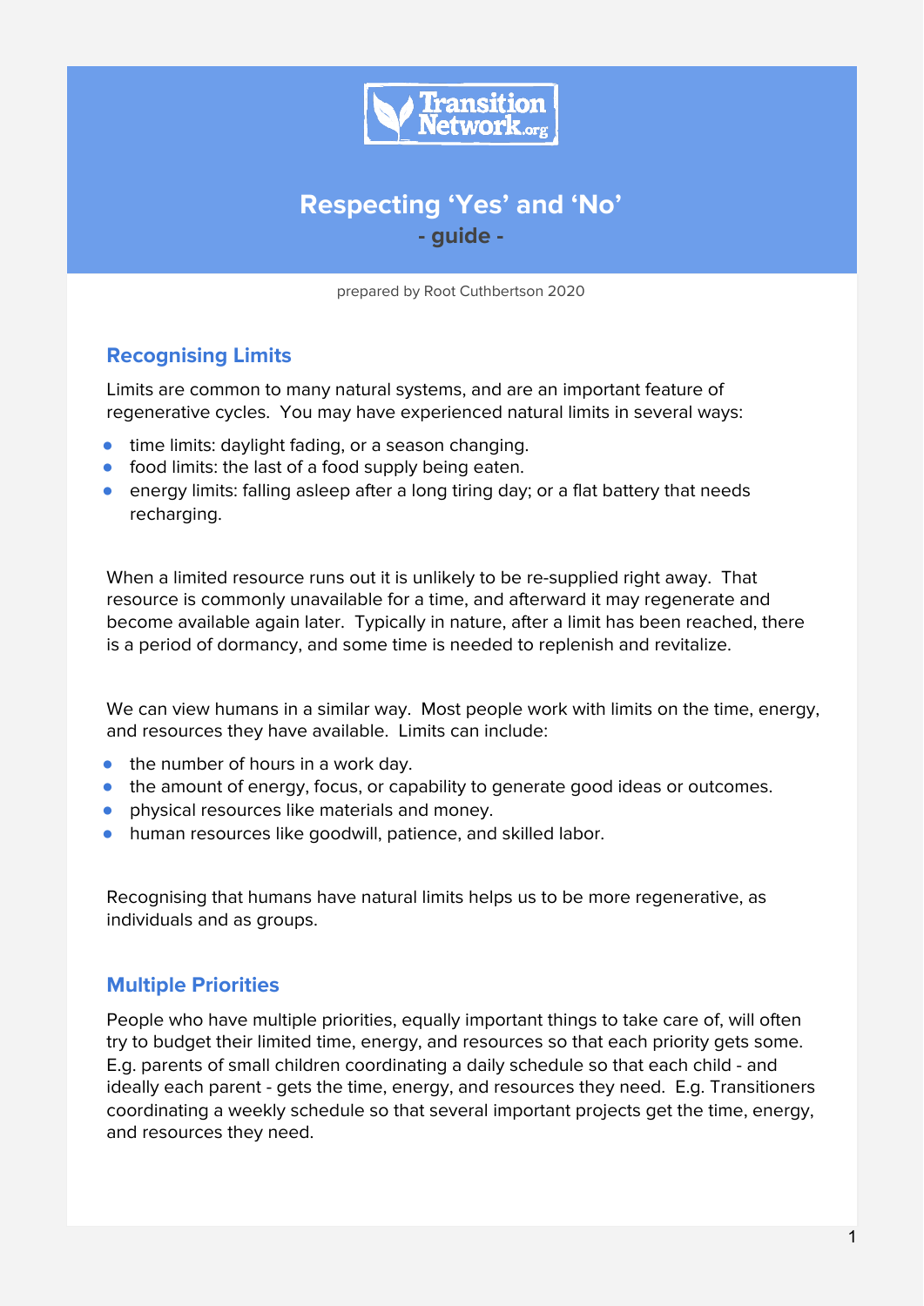# Respecting 'Yes' and 'No'

**- guide -**

prepared by Root Cuthbertson 2020

## Recognising Limits

Limits are common to many natural systems, and are an important feature of regenerative cycles. You may have experienced natural limits in several ways:

- time limits: daylight fading, or a season changing.
- food limits: the last of a food supply being eaten.
- energy limits: falling asleep after a long tiring day; or a flat battery that needs recharging.

When a limited resource runs out it is unlikely to be re-supplied right away. That resource is commonly unavailable for a time, and afterward it may regenerate and become available again later. Typically in nature, after a limit has been reached, there is a period of dormancy, and some time is needed to replenish and revitalize.

We can view humans in a similar way. Most people work with limits on the time, energy, and resources they have available. Limits can include:

- the number of hours in a work day.
- the amount of energy, focus, or capability to generate good ideas or outcomes.
- physical resources like materials and money.
- human resources like goodwill, patience, and skilled labor.

Recognising that humans have natural limits helps us to be more regenerative, as individuals and as groups.

## Multiple Priorities

People who have multiple priorities, equally important things to take care of, will often try to budget their limited time, energy, and resources so that each priority gets some. E.g. parents of small children coordinating a daily schedule so that each child - and ideally each parent - gets the time, energy, and resources they need. E.g. Transitioners coordinating a weekly schedule so that several important projects get the time, energy, and resources they need.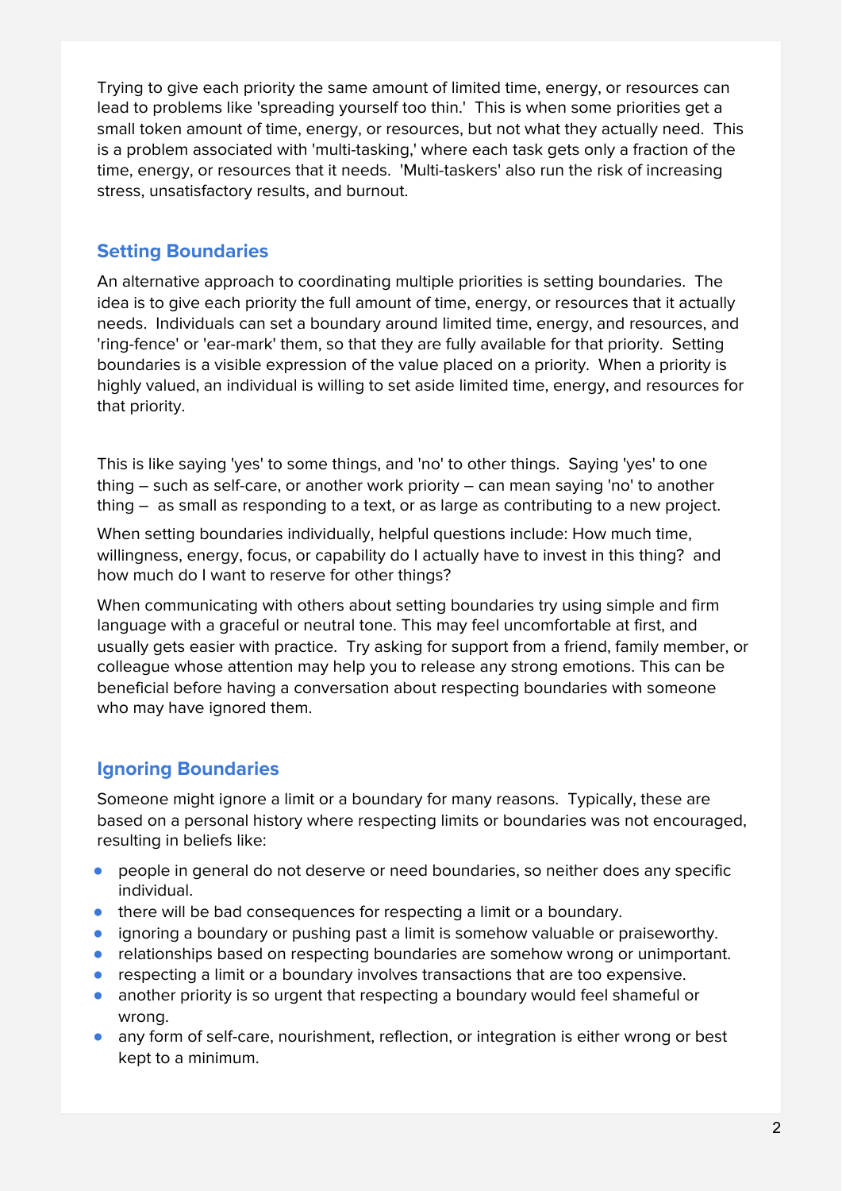Trying to give each priority the same amount of limited time, energy, or resources can lead to problems like 'spreading yourself too thin.' This is when some priorities get a small token amount of time, energy, or resources, but not what they actually need. This is a problem associated with 'multi-tasking,' where each task gets only a fraction of the time, energy, or resources that it needs. 'Multi-taskers' also run the risk of increasing stress, unsatisfactory results, and burnout.

## Setting Boundaries

An alternative approach to coordinating multiple priorities is setting boundaries. The idea is to give each priority the full amount of time, energy, or resources that it actually needs. Individuals can set a boundary around limited time, energy, and resources, and 'ring-fence' or 'ear-mark' them, so that they are fully available for that priority. Setting boundaries is a visible expression of the value placed on a priority. When a priority is highly valued, an individual is willing to set aside limited time, energy, and resources for that priority.

This is like saying 'yes' to some things, and 'no' to other things. Saying 'yes' to one thing – such as self-care, or another work priority – can mean saying 'no' to another thing – as small as responding to a text, or as large as contributing to a new project.

When setting boundaries individually, helpful questions include: How much time, willingness, energy, focus, or capability do I actually have to invest in this thing? and how much do I want to reserve for other things?

When communicating with others about setting boundaries try using simple and firm language with a graceful or neutral tone. This may feel uncomfortable at first, and usually gets easier with practice. Try asking for support from a friend, family member, or colleague whose attention may help you to release any strong emotions. This can be beneficial before having a conversation about respecting boundaries with someone who may have ignored them.

## Ignoring Boundaries

Someone might ignore a limit or a boundary for many reasons. Typically, these are based on a personal history where respecting limits or boundaries was not encouraged, resulting in beliefs like:

- people in general do not deserve or need boundaries, so neither does any specific individual.
- there will be bad consequences for respecting a limit or a boundary.
- ignoring a boundary or pushing past a limit is somehow valuable or praiseworthy.
- relationships based on respecting boundaries are somehow wrong or unimportant.
- respecting a limit or a boundary involves transactions that are too expensive.
- another priority is so urgent that respecting a boundary would feel shameful or wrong.
- any form of self-care, nourishment, reflection, or integration is either wrong or best kept to a minimum.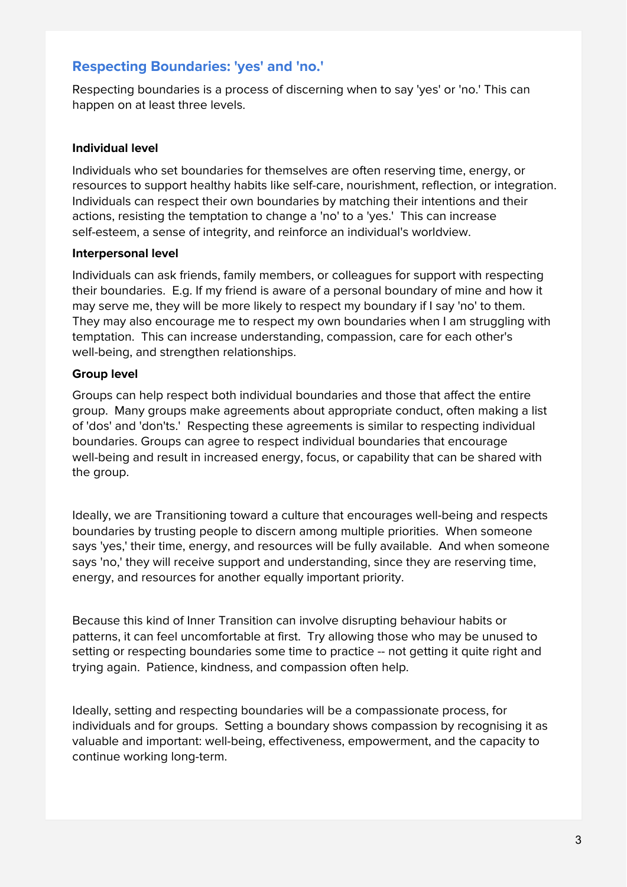## Respecting Boundaries: 'yes' and 'no.'

Respecting boundaries is a process of discerning when to say 'yes' or 'no.' This can happen on at least three levels.

**Individual level**

Individuals who set boundaries for themselves are often reserving time, energy, or resources to support healthy habits like self-care, nourishment, reflection, or integration. Individuals can respect their own boundaries by matching their intentions and their actions, resisting the temptation to change a 'no' to a 'yes.' This can increase self-esteem, a sense of integrity, and reinforce an individual's worldview.

**Interpersonal level**

Individuals can ask friends, family members, or colleagues for support with respecting their boundaries. E.g. If my friend is aware of a personal boundary of mine and how it may serve me, they will be more likely to respect my boundary if I say 'no' to them. They may also encourage me to respect my own boundaries when I am struggling with temptation. This can increase understanding, compassion, care for each other's well-being, and strengthen relationships.

**Group level**

Groups can help respect both individual boundaries and those that affect the entire group. Many groups make agreements about appropriate conduct, often making a list of 'dos' and 'don'ts.' Respecting these agreements is similar to respecting individual boundaries. Groups can agree to respect individual boundaries that encourage well-being and result in increased energy, focus, or capability that can be shared with the group.

Ideally, we are Transitioning toward a culture that encourages well-being and respects boundaries by trusting people to discern among multiple priorities. When someone says 'yes,' their time, energy, and resources will be fully available. And when someone says 'no,' they will receive support and understanding, since they are reserving time, energy, and resources for another equally important priority.

Because this kind of Inner Transition can involve disrupting behaviour habits or patterns, it can feel uncomfortable at first. Try allowing those who may be unused to setting or respecting boundaries some time to practice -- not getting it quite right and trying again. Patience, kindness, and compassion often help.

Ideally, setting and respecting boundaries will be a compassionate process, for individuals and for groups. Setting a boundary shows compassion by recognising it as valuable and important: well-being, effectiveness, empowerment, and the capacity to continue working long-term.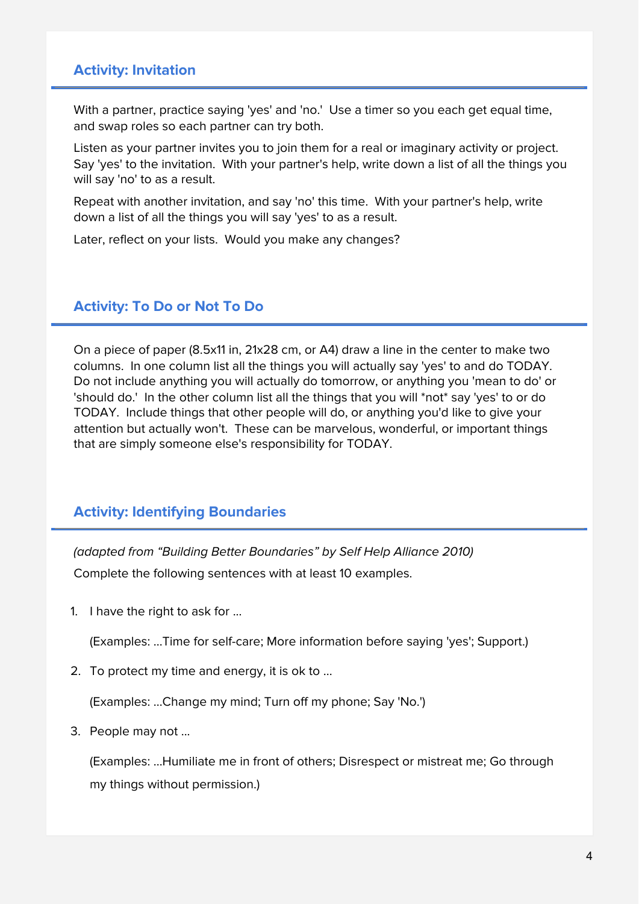### Activity: Invitation

With a partner, practice saying 'yes' and 'no.' Use a timer so you each get equal time, and swap roles so each partner can try both.

Listen as your partner invites you to join them for a real or imaginary activity or project. Say 'yes' to the invitation. With your partner's help, write down a list of all the things you will say 'no' to as a result.

Repeat with another invitation, and say 'no' this time. With your partner's help, write down a list of all the things you will say 'yes' to as a result.

Later, reflect on your lists. Would you make any changes?

### Activity: To Do or Not To Do

On a piece of paper (8.5x11 in, 21x28 cm, or A4) draw a line in the center to make two columns. In one column list all the things you will actually say 'yes' to and do TODAY. Do not include anything you will actually do tomorrow, or anything you 'mean to do' or 'should do.' In the other column list all the things that you will *not* say 'yes' to or do TODAY. Include things that other people will do, or anything you'd like to give your attention but actually won't. These can be marvelous, wonderful, or important things that are simply someone else's responsibility for TODAY.

### Activity: Identifying Boundaries

*(adapted from "Building Better Boundaries" by Self Help Alliance 2010)*

Complete the following sentences with at least 10 examples.

1. I have the right to ask for …

   (Examples: …Time for self-care; More information before saying 'yes'; Support.)

2. To protect my time and energy, it is ok to …

   (Examples: …Change my mind; Turn off my phone; Say 'No.')

3. People may not …

   (Examples: …Humiliate me in front of others; Disrespect or mistreat me; Go through my things without permission.)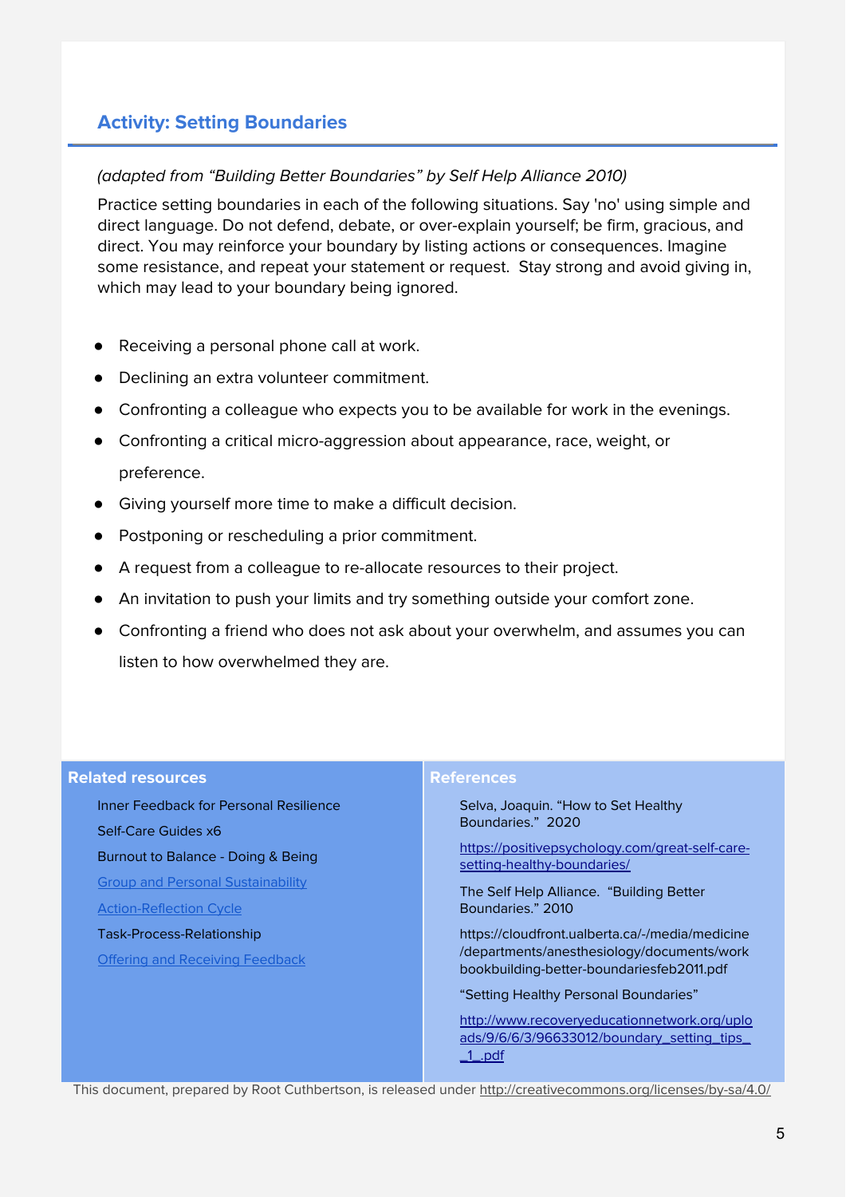## Activity: Setting Boundaries

*(adapted from "Building Better Boundaries" by Self Help Alliance 2010)*

Practice setting boundaries in each of the following situations. Say 'no' using simple and direct language. Do not defend, debate, or over-explain yourself; be firm, gracious, and direct. You may reinforce your boundary by listing actions or consequences. Imagine some resistance, and repeat your statement or request. Stay strong and avoid giving in, which may lead to your boundary being ignored.

- Receiving a personal phone call at work.
- Declining an extra volunteer commitment.
- Confronting a colleague who expects you to be available for work in the evenings.
- Confronting a critical micro-aggression about appearance, race, weight, or preference.
- Giving yourself more time to make a difficult decision.
- Postponing or rescheduling a prior commitment.
- A request from a colleague to re-allocate resources to their project.
- An invitation to push your limits and try something outside your comfort zone.
- Confronting a friend who does not ask about your overwhelm, and assumes you can listen to how overwhelmed they are.

### Related resources

- Inner Feedback for Personal Resilience
- Self-Care Guides x6
- Burnout to Balance - Doing & Being
- Group and Personal Sustainability
- Action-Reflection Cycle
- Task-Process-Relationship
- Offering and Receiving Feedback

### References

Selva, Joaquin. "How to Set Healthy Boundaries." 2020

https://positivepsychology.com/great-self-care-setting-healthy-boundaries/

The Self Help Alliance. "Building Better Boundaries." 2010

https://cloudfront.ualberta.ca/-/media/medicine/departments/anesthesiology/documents/workbookbuilding-better-boundariesfeb2011.pdf

"Setting Healthy Personal Boundaries"

http://www.recoveryeducationnetwork.org/uploads/9/6/6/3/96633012/boundary_setting_tips__1_.pdf

This document, prepared by Root Cuthbertson, is released under http://creativecommons.org/licenses/by-sa/4.0/